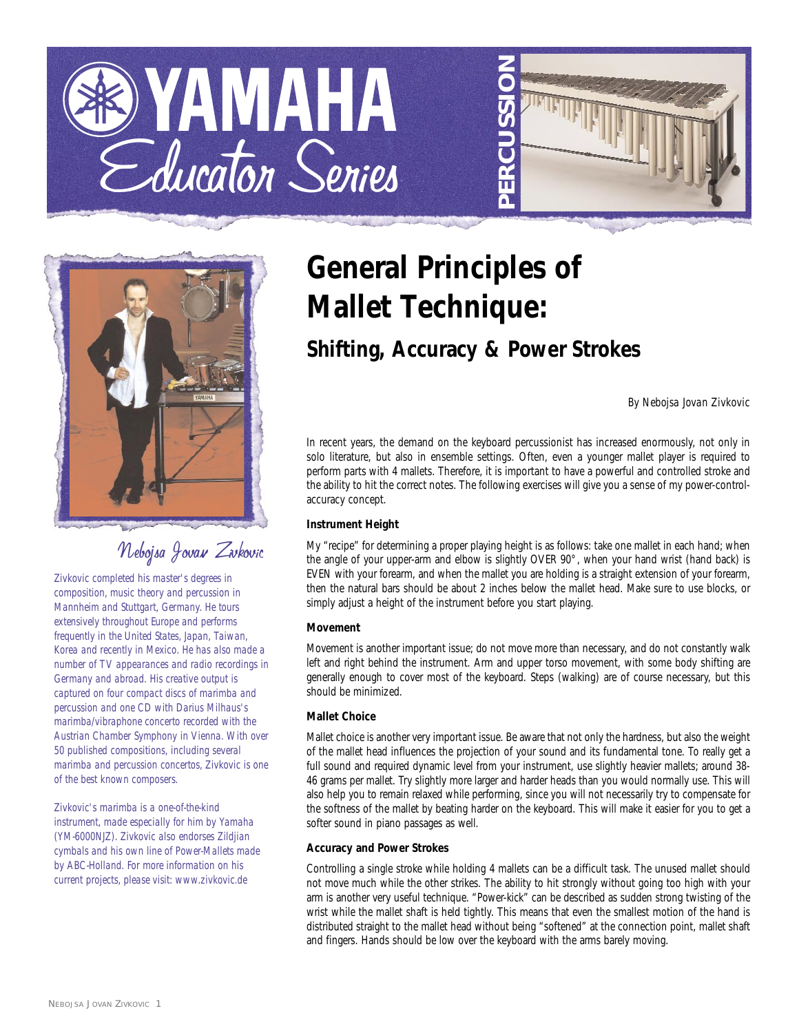# YAMAHA Educator Series

PERCUSSION

# General Principles of Mallet Technique:

## Shifting, Accuracy & Power Strokes

*By Nebojsa Jovan Zivkovic*

*Nebojsa Jovan Zivkovic*

*Zivkovic completed his master's degrees in composition, music theory and percussion in Mannheim and Stuttgart, Germany. He tours extensively throughout Europe and performs frequently in the United States, Japan, Taiwan, Korea and recently in Mexico. He has also made a number of TV appearances and radio recordings in Germany and abroad. His creative output is captured on four compact discs of marimba and percussion and one CD with Darius Milhaus's marimba/vibraphone concerto recorded with the Austrian Chamber Symphony in Vienna. With over 50 published compositions, including several marimba and percussion concertos, Zivkovic is one of the best known composers.*

*Zivkovic's marimba is a one-of-the-kind instrument, made especially for him by Yamaha (YM-6000NJZ). Zivkovic also endorses Zildjian cymbals and his own line of Power-Mallets made by ABC-Holland. For more information on his current projects, please visit: www.zivkovic.de*

In recent years, the demand on the keyboard percussionist has increased enormously, not only in solo literature, but also in ensemble settings. Often, even a younger mallet player is required to perform parts with 4 mallets. Therefore, it is important to have a powerful and controlled stroke and the ability to hit the correct notes. The following exercises will give you a sense of my power-control-accuracy concept.

**Instrument Height**

My "recipe" for determining a proper playing height is as follows: take one mallet in each hand; when the angle of your upper-arm and elbow is slightly OVER 90°, when your hand wrist (hand back) is EVEN with your forearm, and when the mallet you are holding is a straight extension of your forearm, then the natural bars should be about 2 inches below the mallet head. Make sure to use blocks, or simply adjust a height of the instrument before you start playing.

**Movement**

Movement is another important issue; do not move more than necessary, and do not constantly walk left and right behind the instrument. Arm and upper torso movement, with some body shifting are generally enough to cover most of the keyboard. Steps (walking) are of course necessary, but this should be minimized.

**Mallet Choice**

Mallet choice is another very important issue. Be aware that not only the hardness, but also the weight of the mallet head influences the projection of your sound and its fundamental tone. To really get a full sound and required dynamic level from your instrument, use slightly heavier mallets; around 38-46 grams per mallet. Try slightly more larger and harder heads than you would normally use. This will also help you to remain relaxed while performing, since you will not necessarily try to compensate for the softness of the mallet by beating harder on the keyboard. This will make it easier for you to get a softer sound in piano passages as well.

**Accuracy and Power Strokes**

Controlling a single stroke while holding 4 mallets can be a difficult task. The unused mallet should not move much while the other strikes. The ability to hit strongly without going too high with your arm is another very useful technique. "Power-kick" can be described as sudden strong twisting of the wrist while the mallet shaft is held tightly. This means that even the smallest motion of the hand is distributed straight to the mallet head without being "softened" at the connection point, mallet shaft and fingers. Hands should be low over the keyboard with the arms barely moving.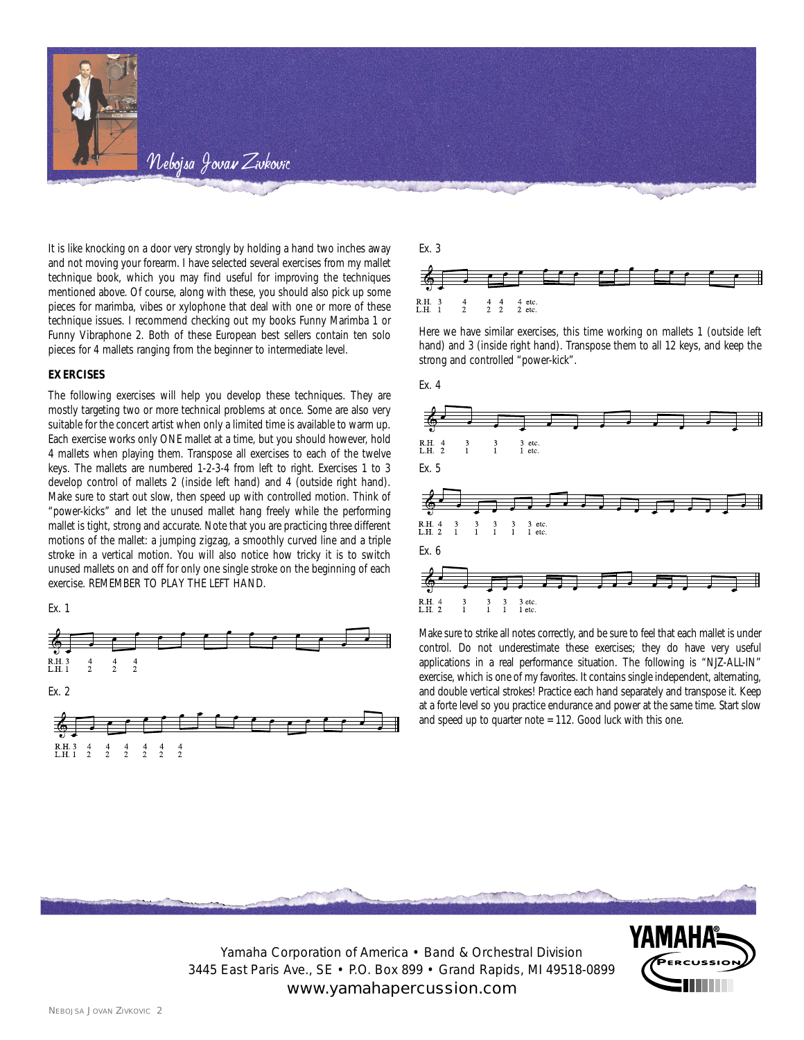It is like knocking on a door very strongly by holding a hand two inches away and not moving your forearm. I have selected several exercises from my mallet technique book, which you may find useful for improving the techniques mentioned above. Of course, along with these, you should also pick up some pieces for marimba, vibes or xylophone that deal with one or more of these technique issues. I recommend checking out my books Funny Marimba 1 or Funny Xylophone 2. Both of these European best sellers contain ten solo pieces for 4 mallets ranging from the beginner to intermediate level.

**EXERCISES**

The following exercises will help you develop these techniques. They are mostly targeting two or more technical problems at once. Some are also very suitable for the concert artist when only a limited time is available to warm up. Each exercise works only ONE mallet at a time, but you should however, hold 4 mallets when playing them. Transpose all exercises to each of the twelve keys. The mallets are numbered 1-2-3-4 from left to right. Exercises 1 to 3 develop control of mallets 2 (inside left hand) and 4 (outside right hand). Make sure to start out slow, then speed up with controlled motion. Think of "power-kicks" and let the unused mallet hang freely while the performing mallet is tight, strong and accurate. Note that you are practicing three different motions of the mallet: a jumping zigzag, a smoothly curved line and a triple stroke in a vertical motion. You will also notice how tricky it is to switch unused mallets on and off for only one single stroke on the beginning of each exercise. REMEMBER TO PLAY THE LEFT HAND.

Ex. 1

R.H. 3 4 4 4
L.H. 1 2 2 2

Ex. 2

R.H. 3 4 4 4 4 4 4
L.H. 1 2 2 2 2 2 2

Ex. 3

R.H. 3 4 4 4 4 etc.
L.H. 1 2 2 2 2 etc.

Here we have similar exercises, this time working on mallets 1 (outside left hand) and 3 (inside right hand). Transpose them to all 12 keys, and keep the strong and controlled "power-kick".

Ex. 4

R.H. 4 3 3 3 etc.
L.H. 2 1 1 1 etc.

Ex. 5

R.H. 4 3 3 3 3 3 etc.
L.H. 2 1 1 1 1 1 etc.

Ex. 6

R.H. 4 3 3 3 3 etc.
L.H. 2 1 1 1 1 etc.

Make sure to strike all notes correctly, and be sure to feel that each mallet is under control. Do not underestimate these exercises; they do have very useful applications in a real performance situation. The following is "NJZ-ALL-IN" exercise, which is one of my favorites. It contains single independent, alternating, and double vertical strokes! Practice each hand separately and transpose it. Keep at a forte level so you practice endurance and power at the same time. Start slow and speed up to quarter note = 112. Good luck with this one.

Yamaha Corporation of America • Band & Orchestral Division
3445 East Paris Ave., SE • P.O. Box 899 • Grand Rapids, MI 49518-0899
www.yamahapercussion.com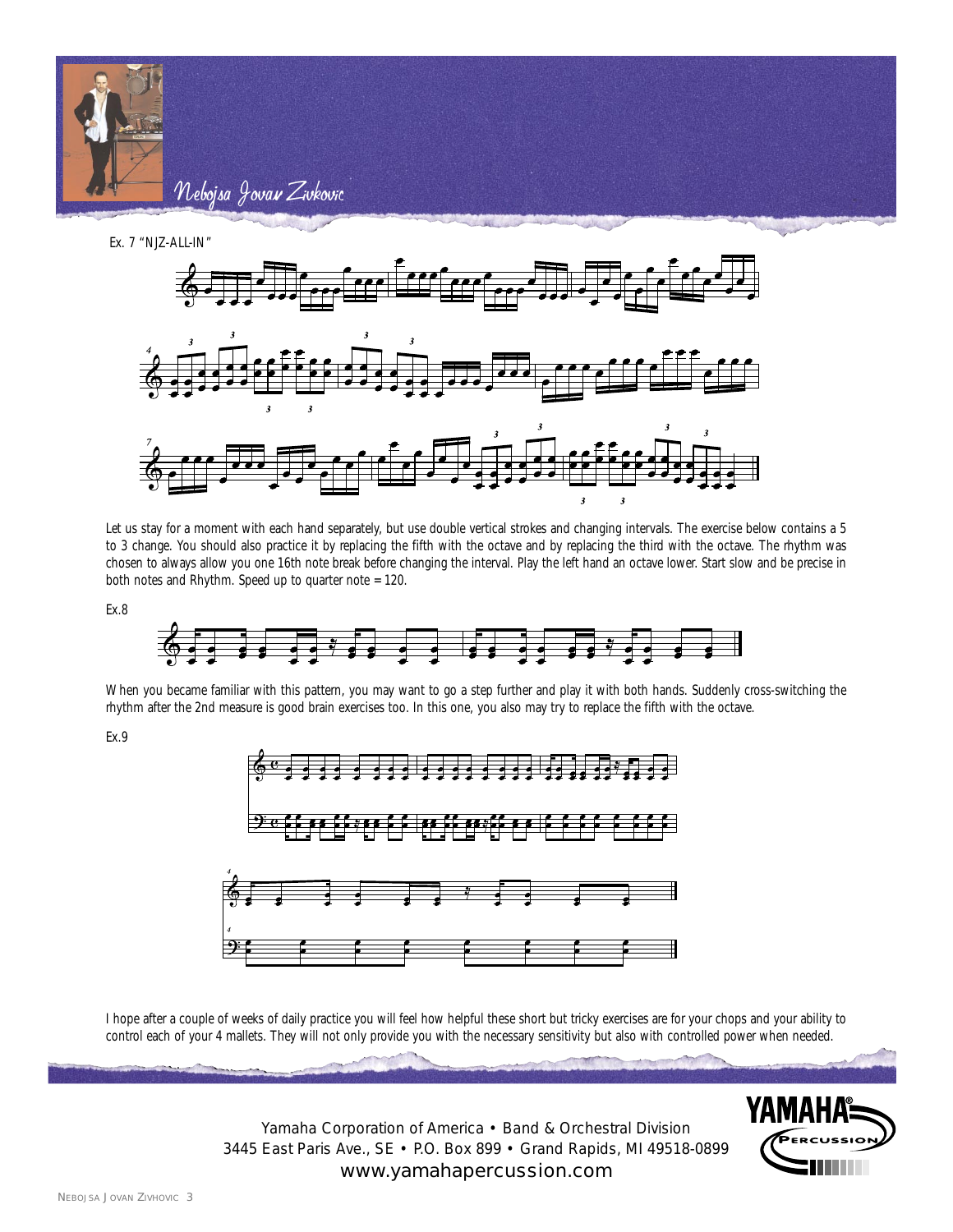Nebojsa Jovan Zivkovic

Ex. 7 "NJZ-ALL-IN"

Let us stay for a moment with each hand separately, but use double vertical strokes and changing intervals. The exercise below contains a 5 to 3 change. You should also practice it by replacing the fifth with the octave and by replacing the third with the octave. The rhythm was chosen to always allow you one 16th note break before changing the interval. Play the left hand an octave lower. Start slow and be precise in both notes and Rhythm. Speed up to quarter note = 120.

Ex.8

When you became familiar with this pattern, you may want to go a step further and play it with both hands. Suddenly cross-switching the rhythm after the 2nd measure is good brain exercises too. In this one, you also may try to replace the fifth with the octave.

Ex.9

I hope after a couple of weeks of daily practice you will feel how helpful these short but tricky exercises are for your chops and your ability to control each of your 4 mallets. They will not only provide you with the necessary sensitivity but also with controlled power when needed.

Yamaha Corporation of America • Band & Orchestral Division
3445 East Paris Ave., SE • P.O. Box 899 • Grand Rapids, MI 49518-0899
www.yamahapercussion.com